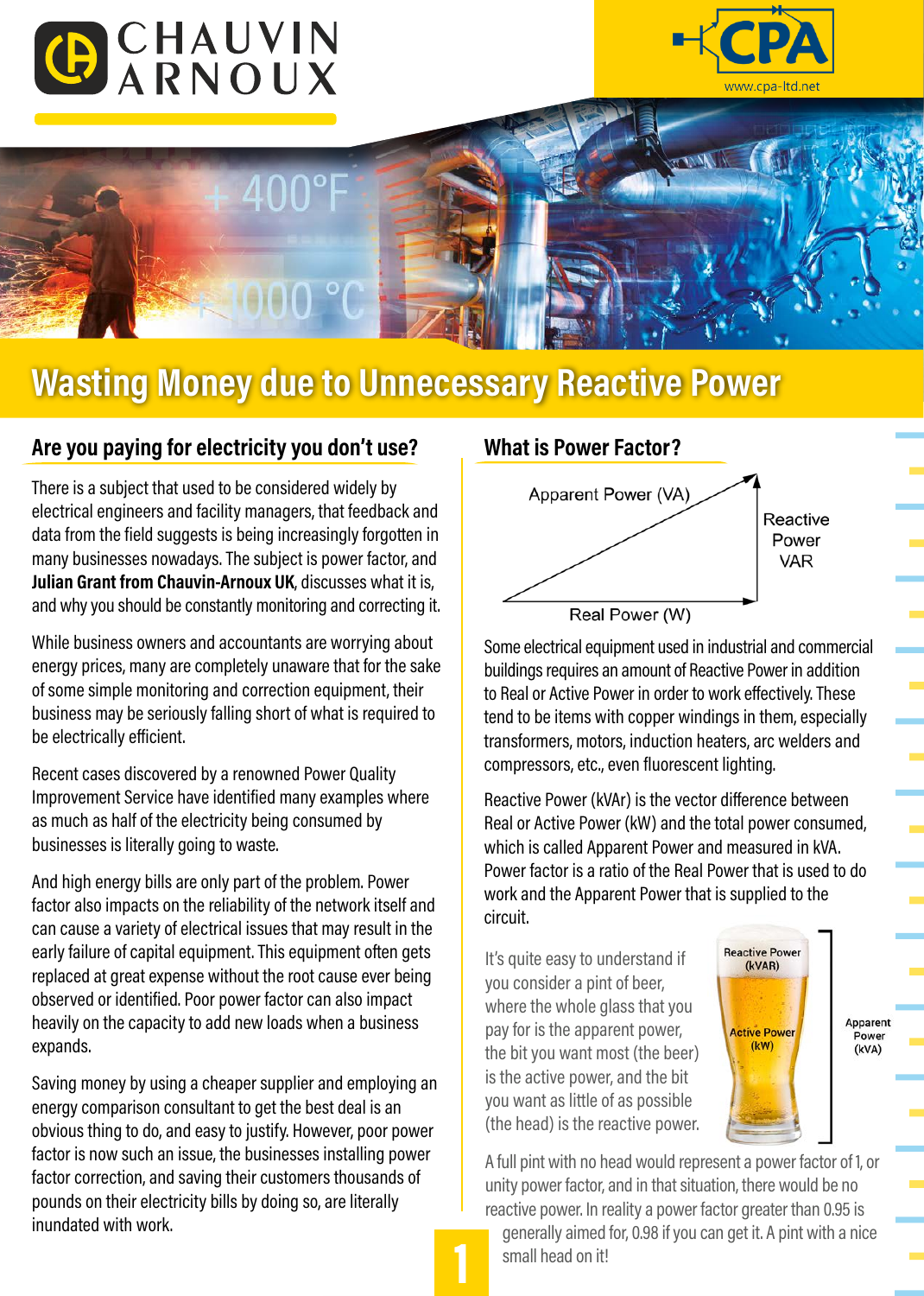# Wasting Money due to Unnecessary Reactive Power

## Are you paying for electricity you don't use?

There is a subject that used to be considered widely by electrical engineers and facility managers, that feedback and data from the field suggests is being increasingly forgotten in many businesses nowadays. The subject is power factor, and **Julian Grant from Chauvin-Arnoux UK**, discusses what it is, and why you should be constantly monitoring and correcting it.

While business owners and accountants are worrying about energy prices, many are completely unaware that for the sake of some simple monitoring and correction equipment, their business may be seriously falling short of what is required to be electrically efficient.

Recent cases discovered by a renowned Power Quality Improvement Service have identified many examples where as much as half of the electricity being consumed by businesses is literally going to waste.

And high energy bills are only part of the problem. Power factor also impacts on the reliability of the network itself and can cause a variety of electrical issues that may result in the early failure of capital equipment. This equipment often gets replaced at great expense without the root cause ever being observed or identified. Poor power factor can also impact heavily on the capacity to add new loads when a business expands.

Saving money by using a cheaper supplier and employing an energy comparison consultant to get the best deal is an obvious thing to do, and easy to justify. However, poor power factor is now such an issue, the businesses installing power factor correction, and saving their customers thousands of pounds on their electricity bills by doing so, are literally inundated with work.

## What is Power Factor?

Apparent Power (VA)

Reactive Power VAR

Real Power (W)

Some electrical equipment used in industrial and commercial buildings requires an amount of Reactive Power in addition to Real or Active Power in order to work effectively. These tend to be items with copper windings in them, especially transformers, motors, induction heaters, arc welders and compressors, etc., even fluorescent lighting.

Reactive Power (kVAr) is the vector difference between Real or Active Power (kW) and the total power consumed, which is called Apparent Power and measured in kVA. Power factor is a ratio of the Real Power that is used to do work and the Apparent Power that is supplied to the circuit.

It's quite easy to understand if you consider a pint of beer, where the whole glass that you pay for is the apparent power, the bit you want most (the beer) is the active power, and the bit you want as little of as possible (the head) is the reactive power.

Reactive Power (kVAR)

Active Power (kW)

Apparent Power (kVA)

A full pint with no head would represent a power factor of 1, or unity power factor, and in that situation, there would be no reactive power. In reality a power factor greater than 0.95 is generally aimed for, 0.98 if you can get it. A pint with a nice small head on it!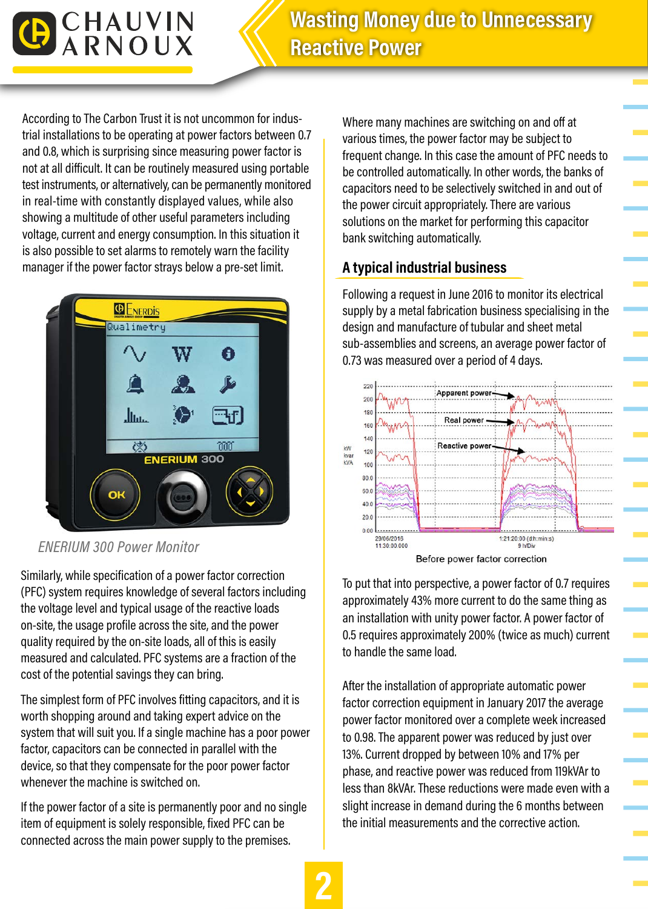# Wasting Money due to Unnecessary Reactive Power

According to The Carbon Trust it is not uncommon for industrial installations to be operating at power factors between 0.7 and 0.8, which is surprising since measuring power factor is not at all difficult. It can be routinely measured using portable test instruments, or alternatively, can be permanently monitored in real-time with constantly displayed values, while also showing a multitude of other useful parameters including voltage, current and energy consumption. In this situation it is also possible to set alarms to remotely warn the facility manager if the power factor strays below a pre-set limit.

*ENERIUM 300 Power Monitor*

Similarly, while specification of a power factor correction (PFC) system requires knowledge of several factors including the voltage level and typical usage of the reactive loads on-site, the usage profile across the site, and the power quality required by the on-site loads, all of this is easily measured and calculated. PFC systems are a fraction of the cost of the potential savings they can bring.

The simplest form of PFC involves fitting capacitors, and it is worth shopping around and taking expert advice on the system that will suit you. If a single machine has a poor power factor, capacitors can be connected in parallel with the device, so that they compensate for the poor power factor whenever the machine is switched on.

If the power factor of a site is permanently poor and no single item of equipment is solely responsible, fixed PFC can be connected across the main power supply to the premises.

Where many machines are switching on and off at various times, the power factor may be subject to frequent change. In this case the amount of PFC needs to be controlled automatically. In other words, the banks of capacitors need to be selectively switched in and out of the power circuit appropriately. There are various solutions on the market for performing this capacitor bank switching automatically.

## A typical industrial business

Following a request in June 2016 to monitor its electrical supply by a metal fabrication business specialising in the design and manufacture of tubular and sheet metal sub-assemblies and screens, an average power factor of 0.73 was measured over a period of 4 days.

Before power factor correction

To put that into perspective, a power factor of 0.7 requires approximately 43% more current to do the same thing as an installation with unity power factor. A power factor of 0.5 requires approximately 200% (twice as much) current to handle the same load.

After the installation of appropriate automatic power factor correction equipment in January 2017 the average power factor monitored over a complete week increased to 0.98. The apparent power was reduced by just over 13%. Current dropped by between 10% and 17% per phase, and reactive power was reduced from 119kVAr to less than 8kVAr. These reductions were made even with a slight increase in demand during the 6 months between the initial measurements and the corrective action.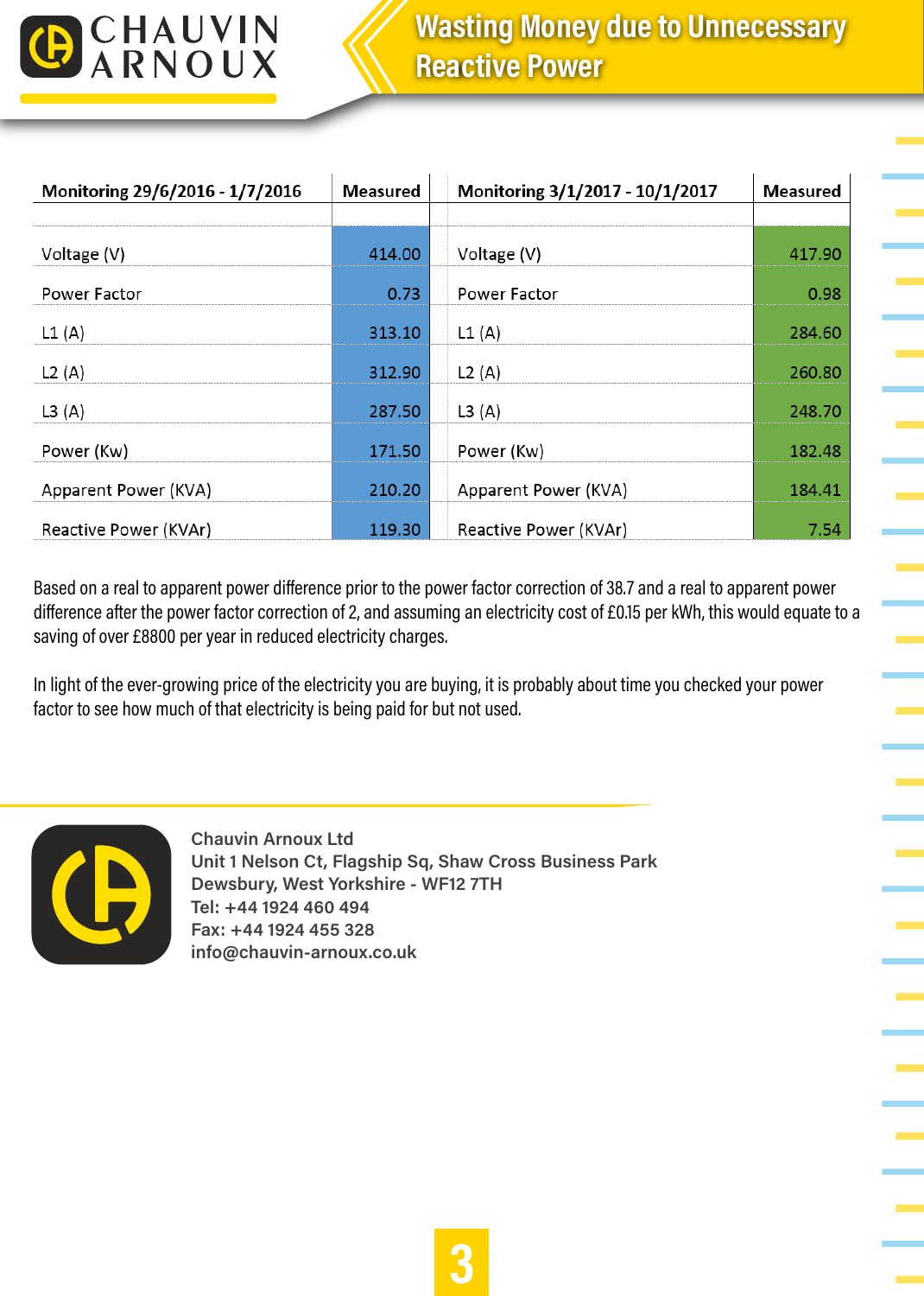# Wasting Money due to Unnecessary Reactive Power

| Monitoring 29/6/2016 - 1/7/2016 | Measured | Monitoring 3/1/2017 - 10/1/2017 | Measured |
|---|---|---|---|
| Voltage (V) | 414.00 | Voltage (V) | 417.90 |
| Power Factor | 0.73 | Power Factor | 0.98 |
| L1 (A) | 313.10 | L1 (A) | 284.60 |
| L2 (A) | 312.90 | L2 (A) | 260.80 |
| L3 (A) | 287.50 | L3 (A) | 248.70 |
| Power (Kw) | 171.50 | Power (Kw) | 182.48 |
| Apparent Power (KVA) | 210.20 | Apparent Power (KVA) | 184.41 |
| Reactive Power (KVAr) | 119.30 | Reactive Power (KVAr) | 7.54 |

Based on a real to apparent power difference prior to the power factor correction of 38.7 and a real to apparent power difference after the power factor correction of 2, and assuming an electricity cost of £0.15 per kWh, this would equate to a saving of over £8800 per year in reduced electricity charges.

In light of the ever-growing price of the electricity you are buying, it is probably about time you checked your power factor to see how much of that electricity is being paid for but not used.

**Chauvin Arnoux Ltd**
**Unit 1 Nelson Ct, Flagship Sq, Shaw Cross Business Park**
**Dewsbury, West Yorkshire - WF12 7TH**
**Tel: +44 1924 460 494**
**Fax: +44 1924 455 328**
**info@chauvin-arnoux.co.uk**